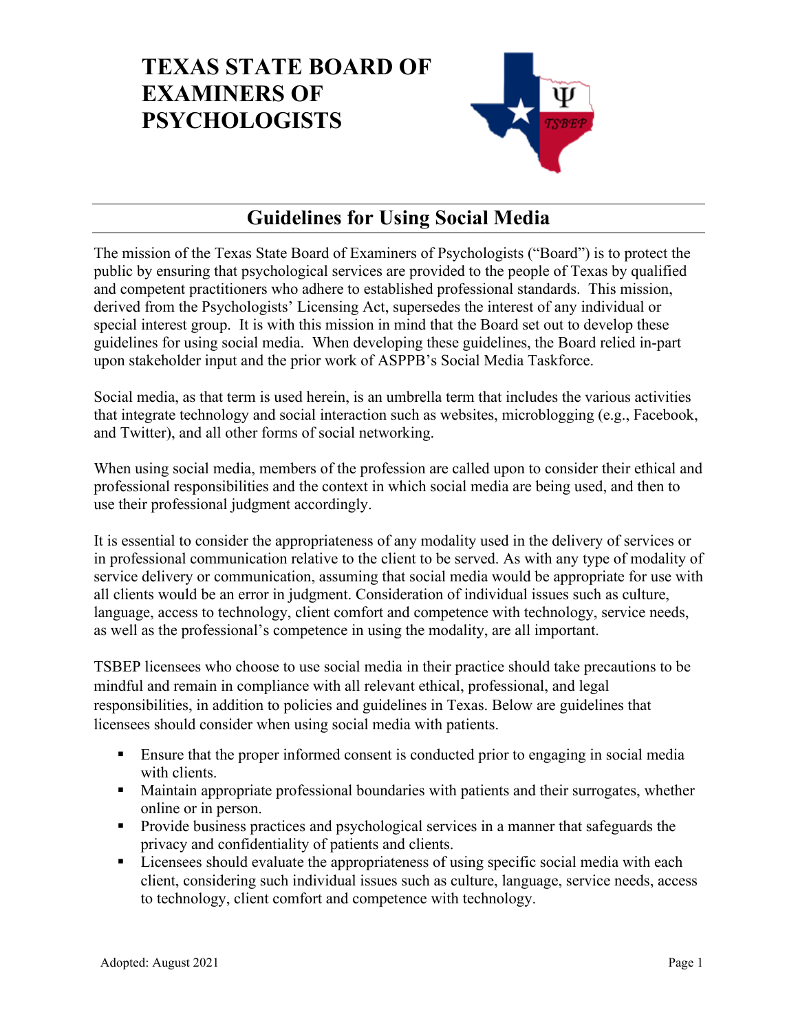# TEXAS STATE BOARD OF EXAMINERS OF PSYCHOLOGISTS

## Guidelines for Using Social Media

The mission of the Texas State Board of Examiners of Psychologists ("Board") is to protect the public by ensuring that psychological services are provided to the people of Texas by qualified and competent practitioners who adhere to established professional standards. This mission, derived from the Psychologists' Licensing Act, supersedes the interest of any individual or special interest group. It is with this mission in mind that the Board set out to develop these guidelines for using social media. When developing these guidelines, the Board relied in-part upon stakeholder input and the prior work of ASPPB's Social Media Taskforce.

Social media, as that term is used herein, is an umbrella term that includes the various activities that integrate technology and social interaction such as websites, microblogging (e.g., Facebook, and Twitter), and all other forms of social networking.

When using social media, members of the profession are called upon to consider their ethical and professional responsibilities and the context in which social media are being used, and then to use their professional judgment accordingly.

It is essential to consider the appropriateness of any modality used in the delivery of services or in professional communication relative to the client to be served. As with any type of modality of service delivery or communication, assuming that social media would be appropriate for use with all clients would be an error in judgment. Consideration of individual issues such as culture, language, access to technology, client comfort and competence with technology, service needs, as well as the professional's competence in using the modality, are all important.

TSBEP licensees who choose to use social media in their practice should take precautions to be mindful and remain in compliance with all relevant ethical, professional, and legal responsibilities, in addition to policies and guidelines in Texas. Below are guidelines that licensees should consider when using social media with patients.

- Ensure that the proper informed consent is conducted prior to engaging in social media with clients.
- Maintain appropriate professional boundaries with patients and their surrogates, whether online or in person.
- Provide business practices and psychological services in a manner that safeguards the privacy and confidentiality of patients and clients.
- Licensees should evaluate the appropriateness of using specific social media with each client, considering such individual issues such as culture, language, service needs, access to technology, client comfort and competence with technology.

Adopted: August 2021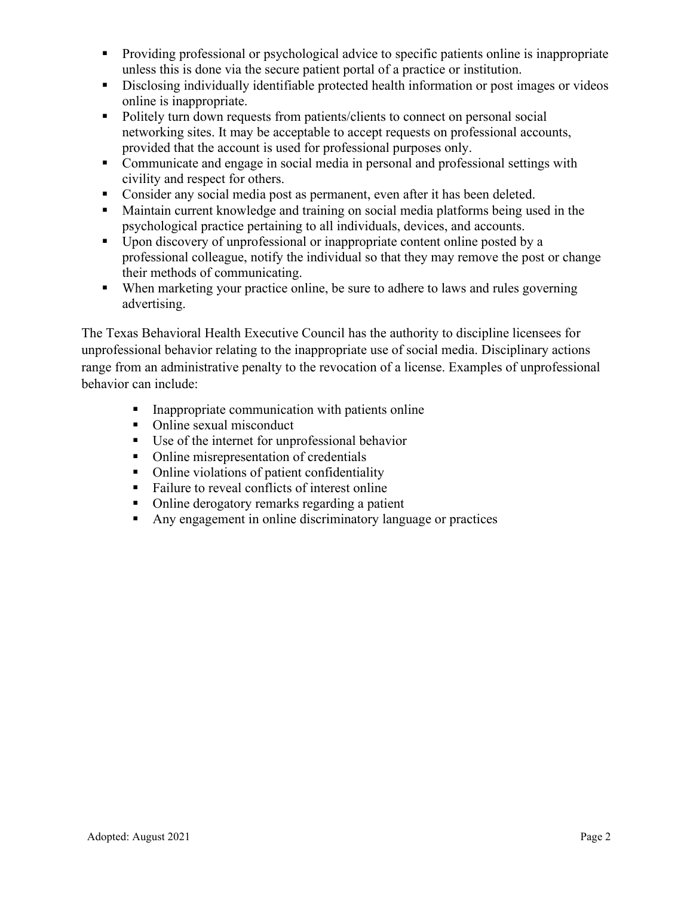- Providing professional or psychological advice to specific patients online is inappropriate unless this is done via the secure patient portal of a practice or institution.
- Disclosing individually identifiable protected health information or post images or videos online is inappropriate.
- Politely turn down requests from patients/clients to connect on personal social networking sites. It may be acceptable to accept requests on professional accounts, provided that the account is used for professional purposes only.
- Communicate and engage in social media in personal and professional settings with civility and respect for others.
- Consider any social media post as permanent, even after it has been deleted.
- Maintain current knowledge and training on social media platforms being used in the psychological practice pertaining to all individuals, devices, and accounts.
- Upon discovery of unprofessional or inappropriate content online posted by a professional colleague, notify the individual so that they may remove the post or change their methods of communicating.
- When marketing your practice online, be sure to adhere to laws and rules governing advertising.

The Texas Behavioral Health Executive Council has the authority to discipline licensees for unprofessional behavior relating to the inappropriate use of social media. Disciplinary actions range from an administrative penalty to the revocation of a license. Examples of unprofessional behavior can include:

- Inappropriate communication with patients online
- Online sexual misconduct
- Use of the internet for unprofessional behavior
- Online misrepresentation of credentials
- Online violations of patient confidentiality
- Failure to reveal conflicts of interest online
- Online derogatory remarks regarding a patient
- Any engagement in online discriminatory language or practices